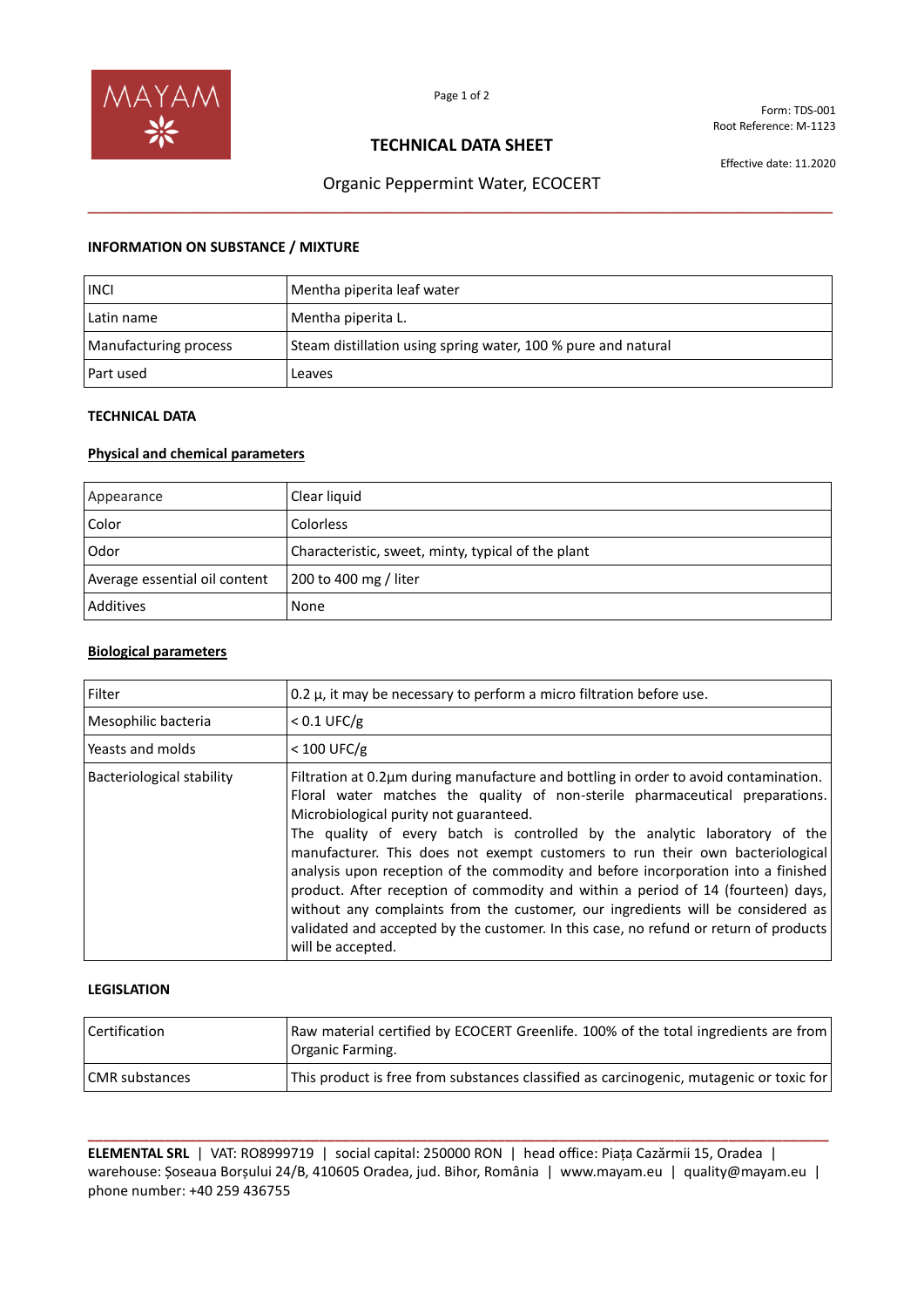# TECHNICAL DATA SHEET

Form: TDS-001
Root Reference: M-1123

Effective date: 11.2020

## Organic Peppermint Water, ECOCERT

### INFORMATION ON SUBSTANCE / MIXTURE

| INCI | Mentha piperita leaf water |
|---|---|
| Latin name | Mentha piperita L. |
| Manufacturing process | Steam distillation using spring water, 100 % pure and natural |
| Part used | Leaves |

### TECHNICAL DATA

#### Physical and chemical parameters

| Appearance | Clear liquid |
|---|---|
| Color | Colorless |
| Odor | Characteristic, sweet, minty, typical of the plant |
| Average essential oil content | 200 to 400 mg / liter |
| Additives | None |

#### Biological parameters

| Filter | 0.2 µ, it may be necessary to perform a micro filtration before use. |
|---|---|
| Mesophilic bacteria | < 0.1 UFC/g |
| Yeasts and molds | < 100 UFC/g |
| Bacteriological stability | Filtration at 0.2µm during manufacture and bottling in order to avoid contamination. Floral water matches the quality of non-sterile pharmaceutical preparations. Microbiological purity not guaranteed. The quality of every batch is controlled by the analytic laboratory of the manufacturer. This does not exempt customers to run their own bacteriological analysis upon reception of the commodity and before incorporation into a finished product. After reception of commodity and within a period of 14 (fourteen) days, without any complaints from the customer, our ingredients will be considered as validated and accepted by the customer. In this case, no refund or return of products will be accepted. |

### LEGISLATION

| Certification | Raw material certified by ECOCERT Greenlife. 100% of the total ingredients are from Organic Farming. |
|---|---|
| CMR substances | This product is free from substances classified as carcinogenic, mutagenic or toxic for |

**ELEMENTAL SRL** | VAT: RO8999719 | social capital: 250000 RON | head office: Piața Cazărmii 15, Oradea | warehouse: Șoseaua Borșului 24/B, 410605 Oradea, jud. Bihor, România | www.mayam.eu | quality@mayam.eu | phone number: +40 259 436755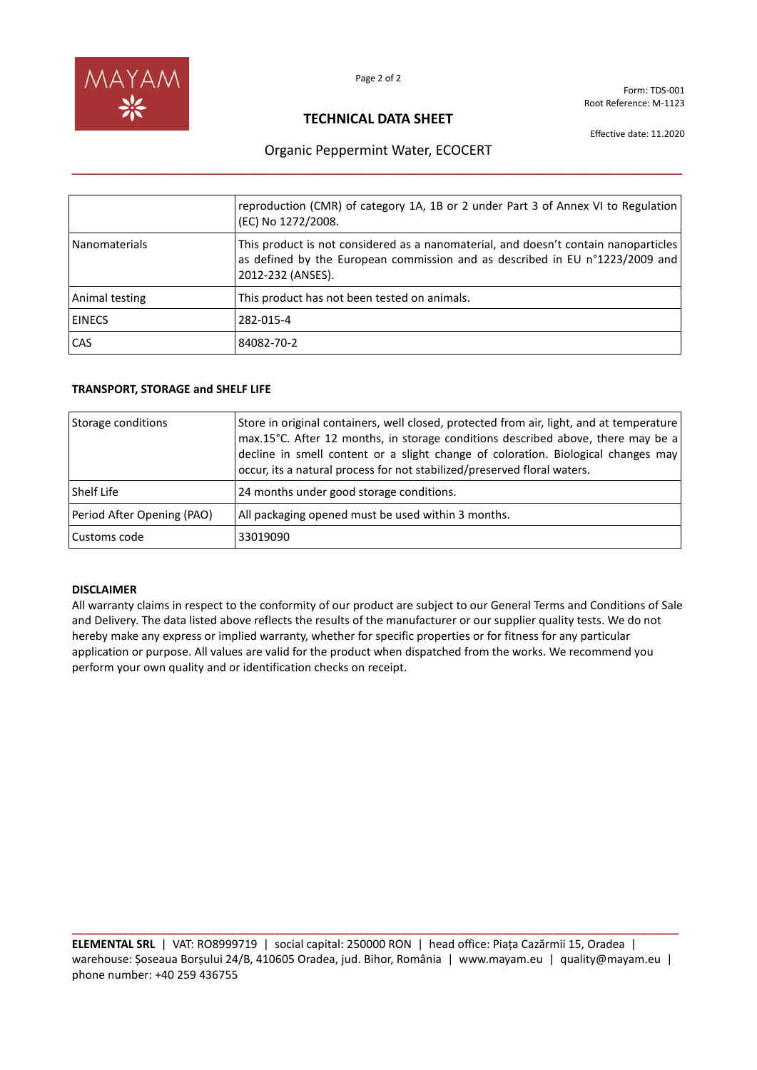| | |
|---|---|
| | reproduction (CMR) of category 1A, 1B or 2 under Part 3 of Annex VI to Regulation (EC) No 1272/2008. |
| Nanomaterials | This product is not considered as a nanomaterial, and doesn't contain nanoparticles as defined by the European commission and as described in EU n°1223/2009 and 2012-232 (ANSES). |
| Animal testing | This product has not been tested on animals. |
| EINECS | 282-015-4 |
| CAS | 84082-70-2 |

**TRANSPORT, STORAGE and SHELF LIFE**

| | |
|---|---|
| Storage conditions | Store in original containers, well closed, protected from air, light, and at temperature max.15°C. After 12 months, in storage conditions described above, there may be a decline in smell content or a slight change of coloration. Biological changes may occur, its a natural process for not stabilized/preserved floral waters. |
| Shelf Life | 24 months under good storage conditions. |
| Period After Opening (PAO) | All packaging opened must be used within 3 months. |
| Customs code | 33019090 |

**DISCLAIMER**

All warranty claims in respect to the conformity of our product are subject to our General Terms and Conditions of Sale and Delivery. The data listed above reflects the results of the manufacturer or our supplier quality tests. We do not hereby make any express or implied warranty, whether for specific properties or for fitness for any particular application or purpose. All values are valid for the product when dispatched from the works. We recommend you perform your own quality and or identification checks on receipt.